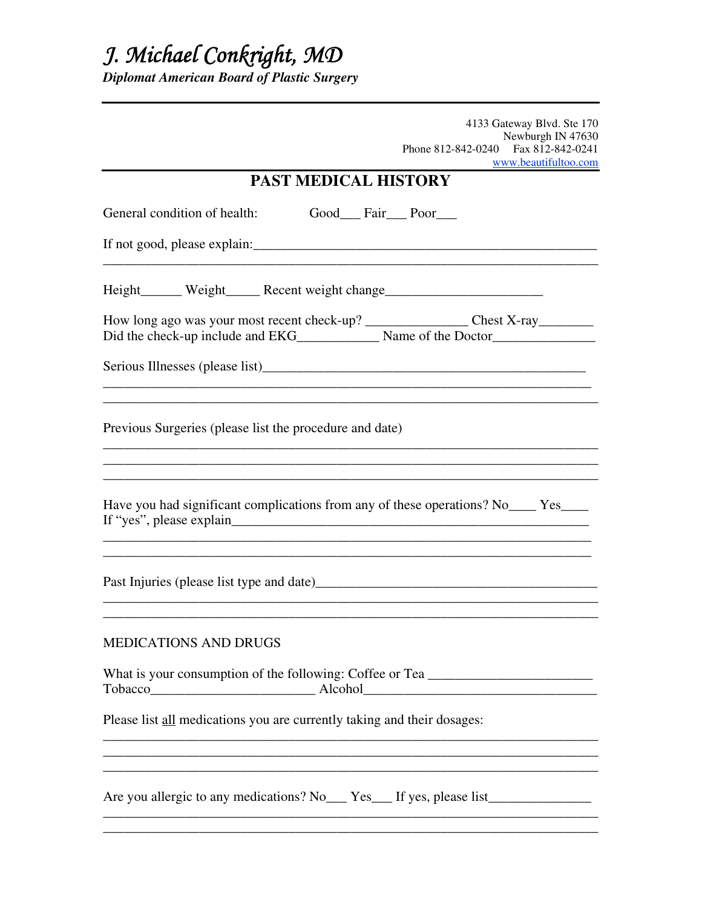# *J. Michael Conkright, MD*

***Diplomat American Board of Plastic Surgery***

---

4133 Gateway Blvd. Ste 170
Newburgh IN 47630
Phone 812-842-0240 Fax 812-842-0241
[www.beautifultoo.com](http://www.beautifultoo.com)

---

## PAST MEDICAL HISTORY

General condition of health: Good___ Fair___ Poor___

If not good, please explain:____________________________________________________
______________________________________________________________________________

Height______ Weight_____ Recent weight change_______________________

How long ago was your most recent check-up? ______________ Chest X-ray________
Did the check-up include and EKG____________ Name of the Doctor_______________

Serious Illnesses (please list)________________________________________________
______________________________________________________________________________
______________________________________________________________________________

Previous Surgeries (please list the procedure and date)
______________________________________________________________________________
______________________________________________________________________________
______________________________________________________________________________

Have you had significant complications from any of these operations? No____ Yes____
If "yes", please explain_________________________________________________________
______________________________________________________________________________
______________________________________________________________________________

Past Injuries (please list type and date)_________________________________________
______________________________________________________________________________
______________________________________________________________________________

MEDICATIONS AND DRUGS

What is your consumption of the following: Coffee or Tea ________________________
Tobacco________________________ Alcohol________________________________

Please list <u>all</u> medications you are currently taking and their dosages:
______________________________________________________________________________
______________________________________________________________________________
______________________________________________________________________________

Are you allergic to any medications? No___ Yes___ If yes, please list_______________
______________________________________________________________________________
______________________________________________________________________________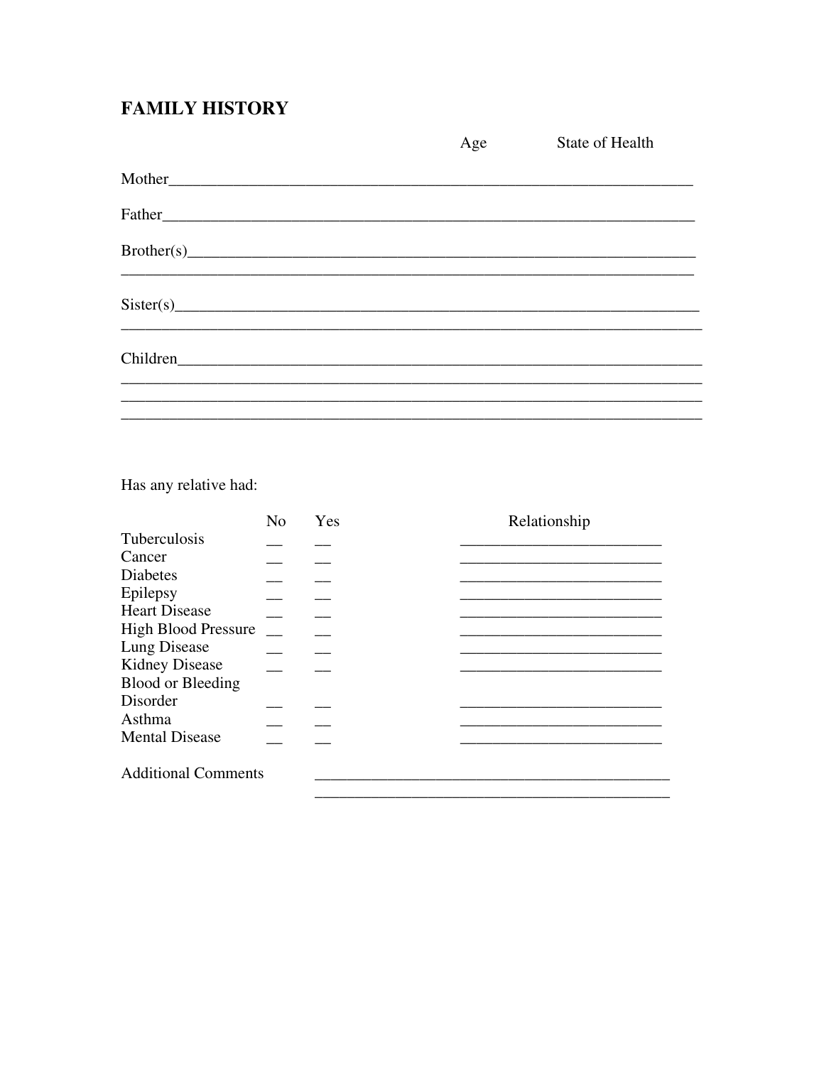## FAMILY HISTORY

| | Age | State of Health |
|---|---|---|
| Mother | | |
| Father | | |
| Brother(s) | | |
| Sister(s) | | |
| Children | | |

Has any relative had:

| | No | Yes | Relationship |
|---|---|---|---|
| Tuberculosis | __ | __ | |
| Cancer | __ | __ | |
| Diabetes | __ | __ | |
| Epilepsy | __ | __ | |
| Heart Disease | __ | __ | |
| High Blood Pressure | __ | __ | |
| Lung Disease | __ | __ | |
| Kidney Disease | __ | __ | |
| Blood or Bleeding Disorder | __ | __ | |
| Asthma | __ | __ | |
| Mental Disease | __ | __ | |

Additional Comments ______________________________________________
______________________________________________